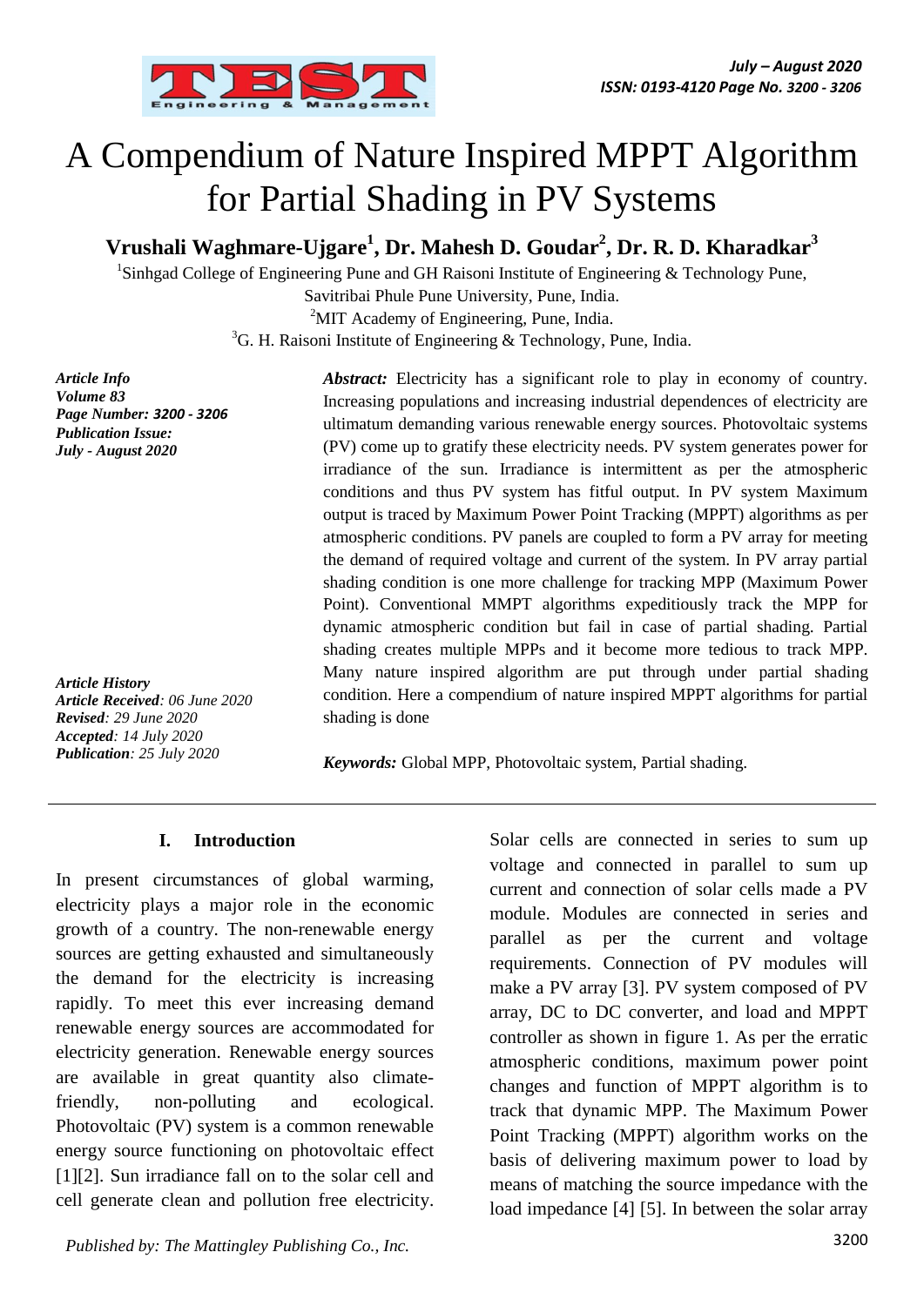# A Compendium of Nature Inspired MPPT Algorithm for Partial Shading in PV Systems

**Vrushali Waghmare-Ujgare[1], Dr. Mahesh D. Goudar[2], Dr. R. D. Kharadkar[3]**

[1]Sinhgad College of Engineering Pune and GH Raisoni Institute of Engineering & Technology Pune, Savitribai Phule Pune University, Pune, India.
[2]MIT Academy of Engineering, Pune, India.
[3]G. H. Raisoni Institute of Engineering & Technology, Pune, India.

***Article Info***
***Volume 83***
***Page Number: 3200 - 3206***
***Publication Issue:***
***July - August 2020***

***Article History***
***Article Received**: 06 June 2020*
***Revised**: 29 June 2020*
***Accepted**: 14 July 2020*
***Publication**: 25 July 2020*

***Abstract:*** Electricity has a significant role to play in economy of country. Increasing populations and increasing industrial dependences of electricity are ultimatum demanding various renewable energy sources. Photovoltaic systems (PV) come up to gratify these electricity needs. PV system generates power for irradiance of the sun. Irradiance is intermittent as per the atmospheric conditions and thus PV system has fitful output. In PV system Maximum output is traced by Maximum Power Point Tracking (MPPT) algorithms as per atmospheric conditions. PV panels are coupled to form a PV array for meeting the demand of required voltage and current of the system. In PV array partial shading condition is one more challenge for tracking MPP (Maximum Power Point). Conventional MMPT algorithms expeditiously track the MPP for dynamic atmospheric condition but fail in case of partial shading. Partial shading creates multiple MPPs and it become more tedious to track MPP. Many nature inspired algorithm are put through under partial shading condition. Here a compendium of nature inspired MPPT algorithms for partial shading is done

***Keywords:*** Global MPP, Photovoltaic system, Partial shading.

## I. Introduction

In present circumstances of global warming, electricity plays a major role in the economic growth of a country. The non-renewable energy sources are getting exhausted and simultaneously the demand for the electricity is increasing rapidly. To meet this ever increasing demand renewable energy sources are accommodated for electricity generation. Renewable energy sources are available in great quantity also climate-friendly, non-polluting and ecological. Photovoltaic (PV) system is a common renewable energy source functioning on photovoltaic effect [1][2]. Sun irradiance fall on to the solar cell and cell generate clean and pollution free electricity. Solar cells are connected in series to sum up voltage and connected in parallel to sum up current and connection of solar cells made a PV module. Modules are connected in series and parallel as per the current and voltage requirements. Connection of PV modules will make a PV array [3]. PV system composed of PV array, DC to DC converter, and load and MPPT controller as shown in figure 1. As per the erratic atmospheric conditions, maximum power point changes and function of MPPT algorithm is to track that dynamic MPP. The Maximum Power Point Tracking (MPPT) algorithm works on the basis of delivering maximum power to load by means of matching the source impedance with the load impedance [4] [5]. In between the solar array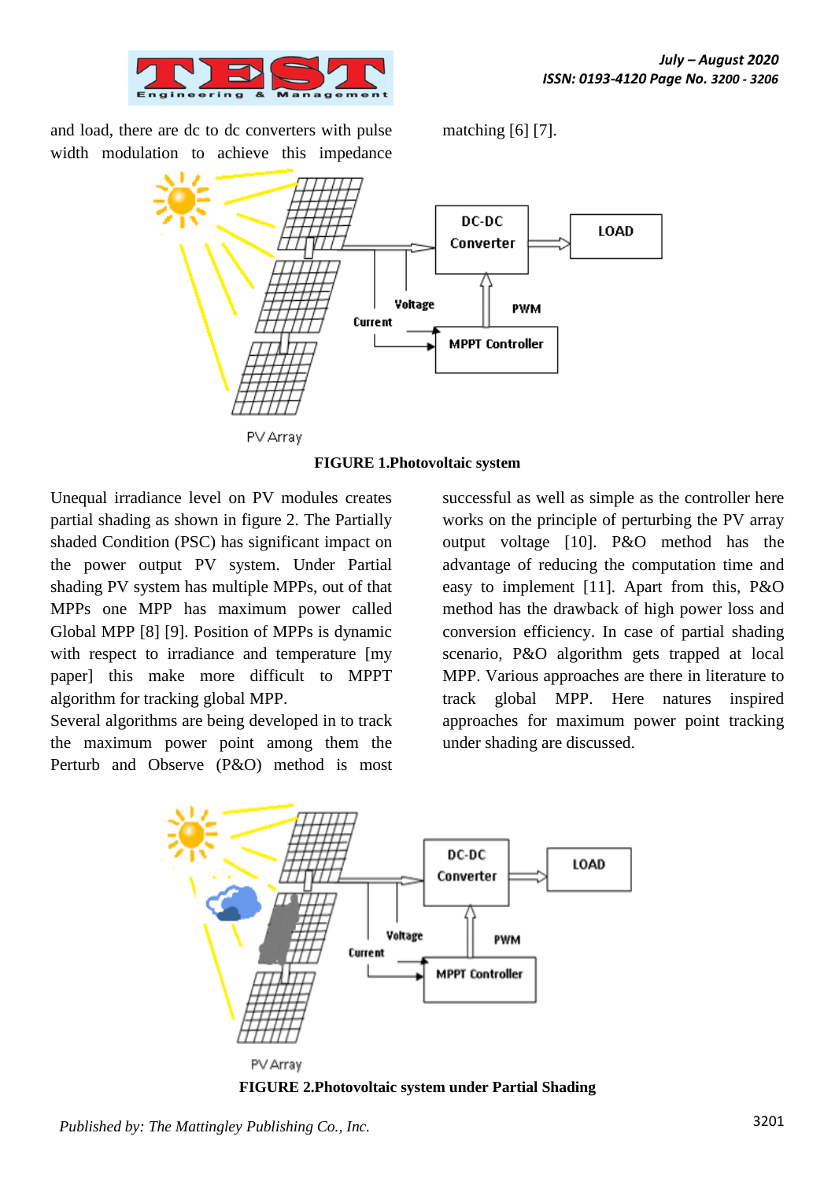and load, there are dc to dc converters with pulse width modulation to achieve this impedance matching [6] [7].

FIGURE 1.Photovoltaic system

Unequal irradiance level on PV modules creates partial shading as shown in figure 2. The Partially shaded Condition (PSC) has significant impact on the power output PV system. Under Partial shading PV system has multiple MPPs, out of that MPPs one MPP has maximum power called Global MPP [8] [9]. Position of MPPs is dynamic with respect to irradiance and temperature [my paper] this make more difficult to MPPT algorithm for tracking global MPP.

Several algorithms are being developed in to track the maximum power point among them the Perturb and Observe (P&O) method is most successful as well as simple as the controller here works on the principle of perturbing the PV array output voltage [10]. P&O method has the advantage of reducing the computation time and easy to implement [11]. Apart from this, P&O method has the drawback of high power loss and conversion efficiency. In case of partial shading scenario, P&O algorithm gets trapped at local MPP. Various approaches are there in literature to track global MPP. Here natures inspired approaches for maximum power point tracking under shading are discussed.

FIGURE 2.Photovoltaic system under Partial Shading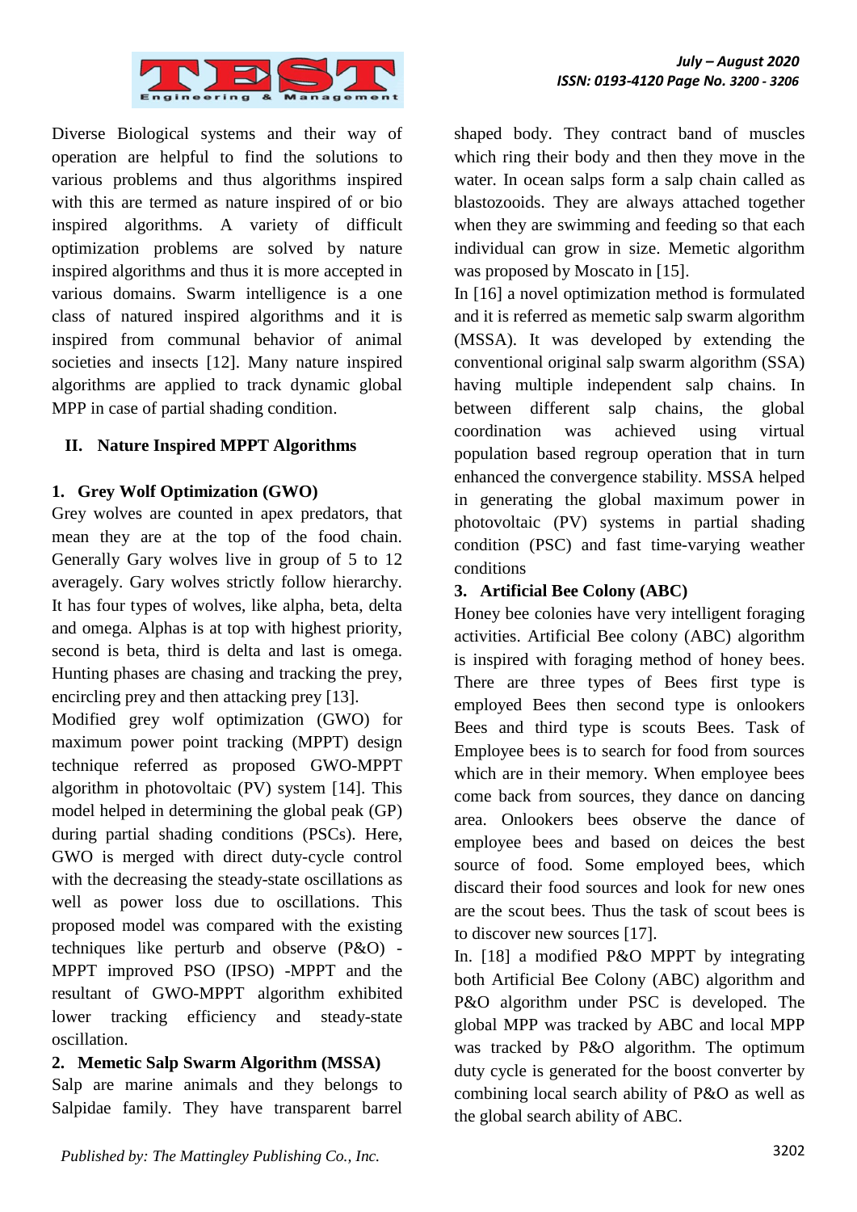Diverse Biological systems and their way of operation are helpful to find the solutions to various problems and thus algorithms inspired with this are termed as nature inspired of or bio inspired algorithms. A variety of difficult optimization problems are solved by nature inspired algorithms and thus it is more accepted in various domains. Swarm intelligence is a one class of natured inspired algorithms and it is inspired from communal behavior of animal societies and insects [12]. Many nature inspired algorithms are applied to track dynamic global MPP in case of partial shading condition.

## II. Nature Inspired MPPT Algorithms

### 1. Grey Wolf Optimization (GWO)

Grey wolves are counted in apex predators, that mean they are at the top of the food chain. Generally Gary wolves live in group of 5 to 12 averagely. Gary wolves strictly follow hierarchy. It has four types of wolves, like alpha, beta, delta and omega. Alphas is at top with highest priority, second is beta, third is delta and last is omega. Hunting phases are chasing and tracking the prey, encircling prey and then attacking prey [13].

Modified grey wolf optimization (GWO) for maximum power point tracking (MPPT) design technique referred as proposed GWO-MPPT algorithm in photovoltaic (PV) system [14]. This model helped in determining the global peak (GP) during partial shading conditions (PSCs). Here, GWO is merged with direct duty-cycle control with the decreasing the steady-state oscillations as well as power loss due to oscillations. This proposed model was compared with the existing techniques like perturb and observe (P&O) - MPPT improved PSO (IPSO) -MPPT and the resultant of GWO-MPPT algorithm exhibited lower tracking efficiency and steady-state oscillation.

### 2. Memetic Salp Swarm Algorithm (MSSA)

Salp are marine animals and they belongs to Salpidae family. They have transparent barrel shaped body. They contract band of muscles which ring their body and then they move in the water. In ocean salps form a salp chain called as blastozooids. They are always attached together when they are swimming and feeding so that each individual can grow in size. Memetic algorithm was proposed by Moscato in [15].

In [16] a novel optimization method is formulated and it is referred as memetic salp swarm algorithm (MSSA). It was developed by extending the conventional original salp swarm algorithm (SSA) having multiple independent salp chains. In between different salp chains, the global coordination was achieved using virtual population based regroup operation that in turn enhanced the convergence stability. MSSA helped in generating the global maximum power in photovoltaic (PV) systems in partial shading condition (PSC) and fast time-varying weather conditions

### 3. Artificial Bee Colony (ABC)

Honey bee colonies have very intelligent foraging activities. Artificial Bee colony (ABC) algorithm is inspired with foraging method of honey bees. There are three types of Bees first type is employed Bees then second type is onlookers Bees and third type is scouts Bees. Task of Employee bees is to search for food from sources which are in their memory. When employee bees come back from sources, they dance on dancing area. Onlookers bees observe the dance of employee bees and based on deices the best source of food. Some employed bees, which discard their food sources and look for new ones are the scout bees. Thus the task of scout bees is to discover new sources [17].

In. [18] a modified P&O MPPT by integrating both Artificial Bee Colony (ABC) algorithm and P&O algorithm under PSC is developed. The global MPP was tracked by ABC and local MPP was tracked by P&O algorithm. The optimum duty cycle is generated for the boost converter by combining local search ability of P&O as well as the global search ability of ABC.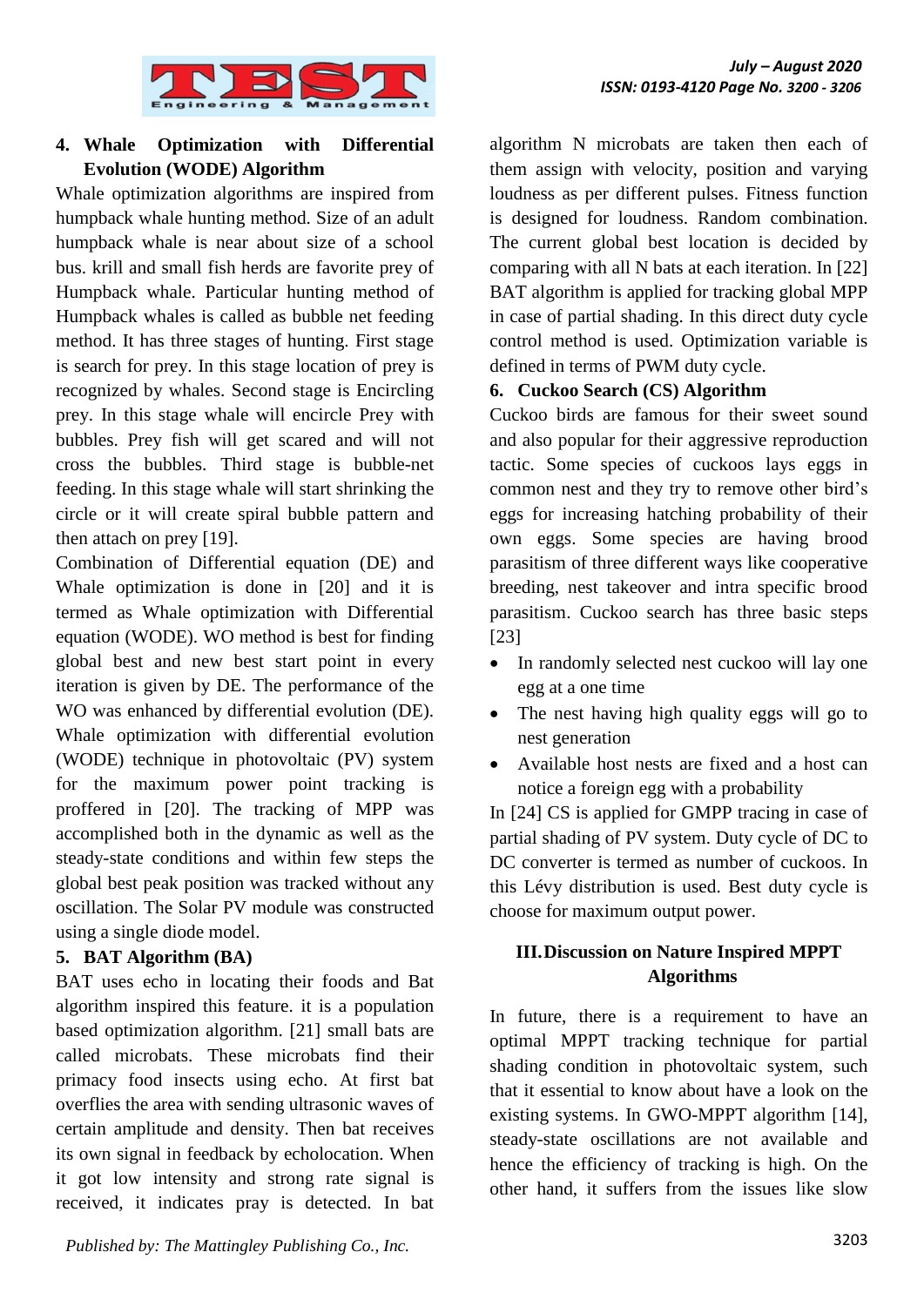### 4. Whale Optimization with Differential Evolution (WODE) Algorithm

Whale optimization algorithms are inspired from humpback whale hunting method. Size of an adult humpback whale is near about size of a school bus. krill and small fish herds are favorite prey of Humpback whale. Particular hunting method of Humpback whales is called as bubble net feeding method. It has three stages of hunting. First stage is search for prey. In this stage location of prey is recognized by whales. Second stage is Encircling prey. In this stage whale will encircle Prey with bubbles. Prey fish will get scared and will not cross the bubbles. Third stage is bubble-net feeding. In this stage whale will start shrinking the circle or it will create spiral bubble pattern and then attach on prey [19].

Combination of Differential equation (DE) and Whale optimization is done in [20] and it is termed as Whale optimization with Differential equation (WODE). WO method is best for finding global best and new best start point in every iteration is given by DE. The performance of the WO was enhanced by differential evolution (DE). Whale optimization with differential evolution (WODE) technique in photovoltaic (PV) system for the maximum power point tracking is proffered in [20]. The tracking of MPP was accomplished both in the dynamic as well as the steady-state conditions and within few steps the global best peak position was tracked without any oscillation. The Solar PV module was constructed using a single diode model.

### 5. BAT Algorithm (BA)

BAT uses echo in locating their foods and Bat algorithm inspired this feature. it is a population based optimization algorithm. [21] small bats are called microbats. These microbats find their primacy food insects using echo. At first bat overflies the area with sending ultrasonic waves of certain amplitude and density. Then bat receives its own signal in feedback by echolocation. When it got low intensity and strong rate signal is received, it indicates pray is detected. In bat algorithm N microbats are taken then each of them assign with velocity, position and varying loudness as per different pulses. Fitness function is designed for loudness. Random combination. The current global best location is decided by comparing with all N bats at each iteration. In [22] BAT algorithm is applied for tracking global MPP in case of partial shading. In this direct duty cycle control method is used. Optimization variable is defined in terms of PWM duty cycle.

### 6. Cuckoo Search (CS) Algorithm

Cuckoo birds are famous for their sweet sound and also popular for their aggressive reproduction tactic. Some species of cuckoos lays eggs in common nest and they try to remove other bird's eggs for increasing hatching probability of their own eggs. Some species are having brood parasitism of three different ways like cooperative breeding, nest takeover and intra specific brood parasitism. Cuckoo search has three basic steps [23]

- In randomly selected nest cuckoo will lay one egg at a one time
- The nest having high quality eggs will go to nest generation
- Available host nests are fixed and a host can notice a foreign egg with a probability

In [24] CS is applied for GMPP tracing in case of partial shading of PV system. Duty cycle of DC to DC converter is termed as number of cuckoos. In this Lévy distribution is used. Best duty cycle is choose for maximum output power.

## III. Discussion on Nature Inspired MPPT Algorithms

In future, there is a requirement to have an optimal MPPT tracking technique for partial shading condition in photovoltaic system, such that it essential to know about have a look on the existing systems. In GWO-MPPT algorithm [14], steady-state oscillations are not available and hence the efficiency of tracking is high. On the other hand, it suffers from the issues like slow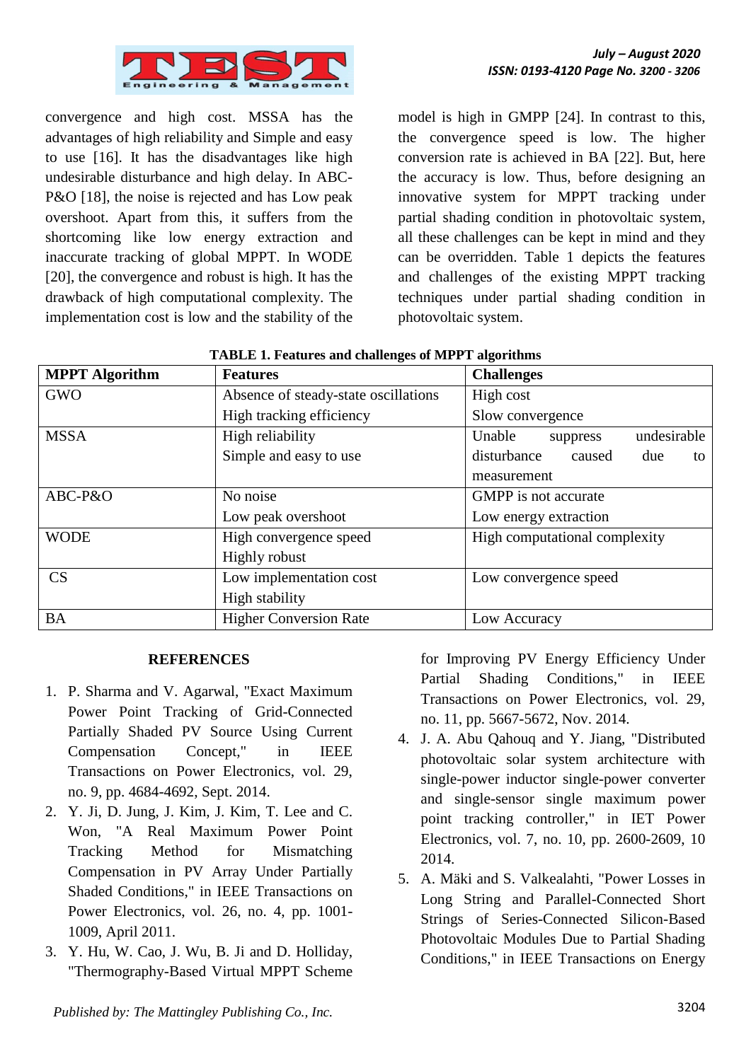convergence and high cost. MSSA has the advantages of high reliability and Simple and easy to use [16]. It has the disadvantages like high undesirable disturbance and high delay. In ABC-P&O [18], the noise is rejected and has Low peak overshoot. Apart from this, it suffers from the shortcoming like low energy extraction and inaccurate tracking of global MPPT. In WODE [20], the convergence and robust is high. It has the drawback of high computational complexity. The implementation cost is low and the stability of the model is high in GMPP [24]. In contrast to this, the convergence speed is low. The higher conversion rate is achieved in BA [22]. But, here the accuracy is low. Thus, before designing an innovative system for MPPT tracking under partial shading condition in photovoltaic system, all these challenges can be kept in mind and they can be overridden. Table 1 depicts the features and challenges of the existing MPPT tracking techniques under partial shading condition in photovoltaic system.

**TABLE 1. Features and challenges of MPPT algorithms**

| MPPT Algorithm | Features | Challenges |
|---|---|---|
| GWO | Absence of steady-state oscillations<br>High tracking efficiency | High cost<br>Slow convergence |
| MSSA | High reliability<br>Simple and easy to use | Unable suppress undesirable disturbance caused due to measurement |
| ABC-P&O | No noise<br>Low peak overshoot | GMPP is not accurate<br>Low energy extraction |
| WODE | High convergence speed<br>Highly robust | High computational complexity |
| CS | Low implementation cost<br>High stability | Low convergence speed |
| BA | Higher Conversion Rate | Low Accuracy |

## REFERENCES

1. P. Sharma and V. Agarwal, "Exact Maximum Power Point Tracking of Grid-Connected Partially Shaded PV Source Using Current Compensation Concept," in IEEE Transactions on Power Electronics, vol. 29, no. 9, pp. 4684-4692, Sept. 2014.
2. Y. Ji, D. Jung, J. Kim, J. Kim, T. Lee and C. Won, "A Real Maximum Power Point Tracking Method for Mismatching Compensation in PV Array Under Partially Shaded Conditions," in IEEE Transactions on Power Electronics, vol. 26, no. 4, pp. 1001-1009, April 2011.
3. Y. Hu, W. Cao, J. Wu, B. Ji and D. Holliday, "Thermography-Based Virtual MPPT Scheme for Improving PV Energy Efficiency Under Partial Shading Conditions," in IEEE Transactions on Power Electronics, vol. 29, no. 11, pp. 5667-5672, Nov. 2014.
4. J. A. Abu Qahouq and Y. Jiang, "Distributed photovoltaic solar system architecture with single-power inductor single-power converter and single-sensor single maximum power point tracking controller," in IET Power Electronics, vol. 7, no. 10, pp. 2600-2609, 10 2014.
5. A. Mäki and S. Valkealahti, "Power Losses in Long String and Parallel-Connected Short Strings of Series-Connected Silicon-Based Photovoltaic Modules Due to Partial Shading Conditions," in IEEE Transactions on Energy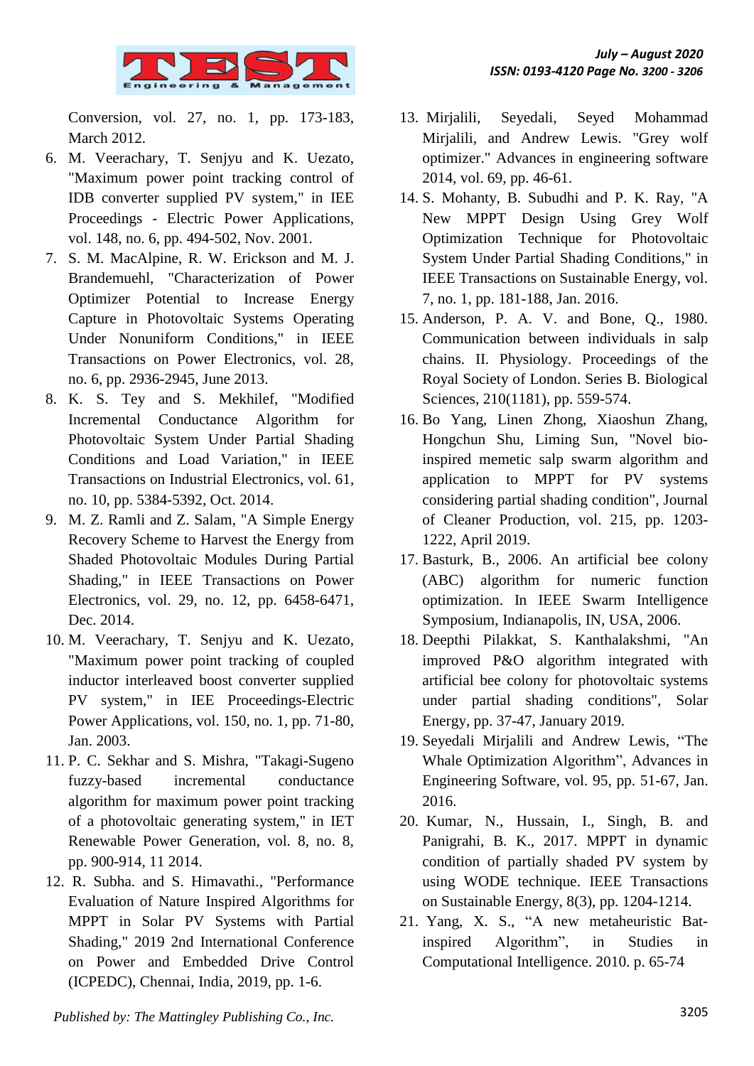Conversion, vol. 27, no. 1, pp. 173-183, March 2012.

6. M. Veerachary, T. Senjyu and K. Uezato, "Maximum power point tracking control of IDB converter supplied PV system," in IEE Proceedings - Electric Power Applications, vol. 148, no. 6, pp. 494-502, Nov. 2001.
7. S. M. MacAlpine, R. W. Erickson and M. J. Brandemuehl, "Characterization of Power Optimizer Potential to Increase Energy Capture in Photovoltaic Systems Operating Under Nonuniform Conditions," in IEEE Transactions on Power Electronics, vol. 28, no. 6, pp. 2936-2945, June 2013.
8. K. S. Tey and S. Mekhilef, "Modified Incremental Conductance Algorithm for Photovoltaic System Under Partial Shading Conditions and Load Variation," in IEEE Transactions on Industrial Electronics, vol. 61, no. 10, pp. 5384-5392, Oct. 2014.
9. M. Z. Ramli and Z. Salam, "A Simple Energy Recovery Scheme to Harvest the Energy from Shaded Photovoltaic Modules During Partial Shading," in IEEE Transactions on Power Electronics, vol. 29, no. 12, pp. 6458-6471, Dec. 2014.
10. M. Veerachary, T. Senjyu and K. Uezato, "Maximum power point tracking of coupled inductor interleaved boost converter supplied PV system," in IEE Proceedings-Electric Power Applications, vol. 150, no. 1, pp. 71-80, Jan. 2003.
11. P. C. Sekhar and S. Mishra, "Takagi-Sugeno fuzzy-based incremental conductance algorithm for maximum power point tracking of a photovoltaic generating system," in IET Renewable Power Generation, vol. 8, no. 8, pp. 900-914, 11 2014.
12. R. Subha. and S. Himavathi., "Performance Evaluation of Nature Inspired Algorithms for MPPT in Solar PV Systems with Partial Shading," 2019 2nd International Conference on Power and Embedded Drive Control (ICPEDC), Chennai, India, 2019, pp. 1-6.
13. Mirjalili, Seyedali, Seyed Mohammad Mirjalili, and Andrew Lewis. "Grey wolf optimizer." Advances in engineering software 2014, vol. 69, pp. 46-61.
14. S. Mohanty, B. Subudhi and P. K. Ray, "A New MPPT Design Using Grey Wolf Optimization Technique for Photovoltaic System Under Partial Shading Conditions," in IEEE Transactions on Sustainable Energy, vol. 7, no. 1, pp. 181-188, Jan. 2016.
15. Anderson, P. A. V. and Bone, Q., 1980. Communication between individuals in salp chains. II. Physiology. Proceedings of the Royal Society of London. Series B. Biological Sciences, 210(1181), pp. 559-574.
16. Bo Yang, Linen Zhong, Xiaoshun Zhang, Hongchun Shu, Liming Sun, "Novel bio-inspired memetic salp swarm algorithm and application to MPPT for PV systems considering partial shading condition", Journal of Cleaner Production, vol. 215, pp. 1203-1222, April 2019.
17. Basturk, B., 2006. An artificial bee colony (ABC) algorithm for numeric function optimization. In IEEE Swarm Intelligence Symposium, Indianapolis, IN, USA, 2006.
18. Deepthi Pilakkat, S. Kanthalakshmi, "An improved P&O algorithm integrated with artificial bee colony for photovoltaic systems under partial shading conditions", Solar Energy, pp. 37-47, January 2019.
19. Seyedali Mirjalili and Andrew Lewis, "The Whale Optimization Algorithm", Advances in Engineering Software, vol. 95, pp. 51-67, Jan. 2016.
20. Kumar, N., Hussain, I., Singh, B. and Panigrahi, B. K., 2017. MPPT in dynamic condition of partially shaded PV system by using WODE technique. IEEE Transactions on Sustainable Energy, 8(3), pp. 1204-1214.
21. Yang, X. S., "A new metaheuristic Bat-inspired Algorithm", in Studies in Computational Intelligence. 2010. p. 65-74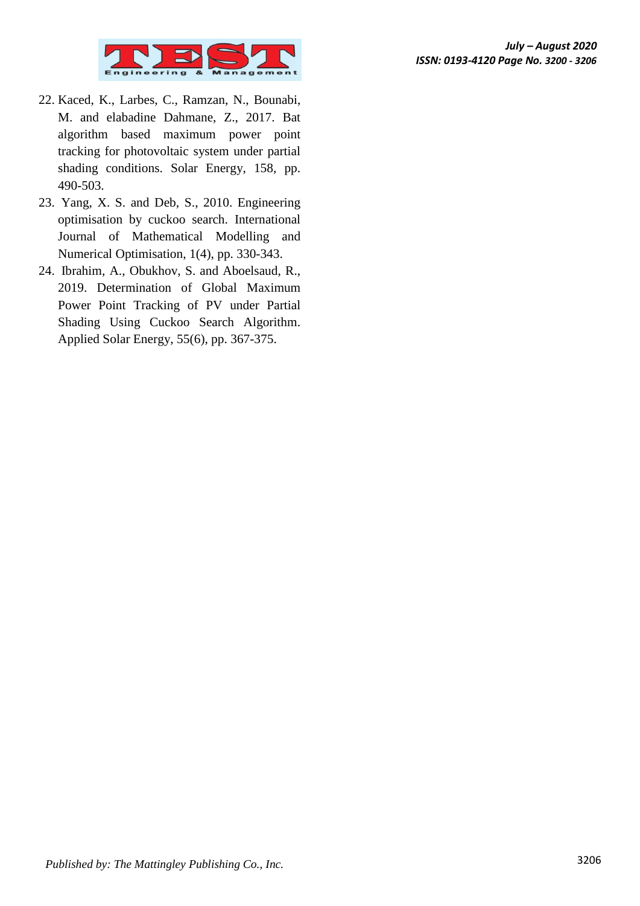22. Kaced, K., Larbes, C., Ramzan, N., Bounabi, M. and elabadine Dahmane, Z., 2017. Bat algorithm based maximum power point tracking for photovoltaic system under partial shading conditions. Solar Energy, 158, pp. 490-503.
23. Yang, X. S. and Deb, S., 2010. Engineering optimisation by cuckoo search. International Journal of Mathematical Modelling and Numerical Optimisation, 1(4), pp. 330-343.
24. Ibrahim, A., Obukhov, S. and Aboelsaud, R., 2019. Determination of Global Maximum Power Point Tracking of PV under Partial Shading Using Cuckoo Search Algorithm. Applied Solar Energy, 55(6), pp. 367-375.